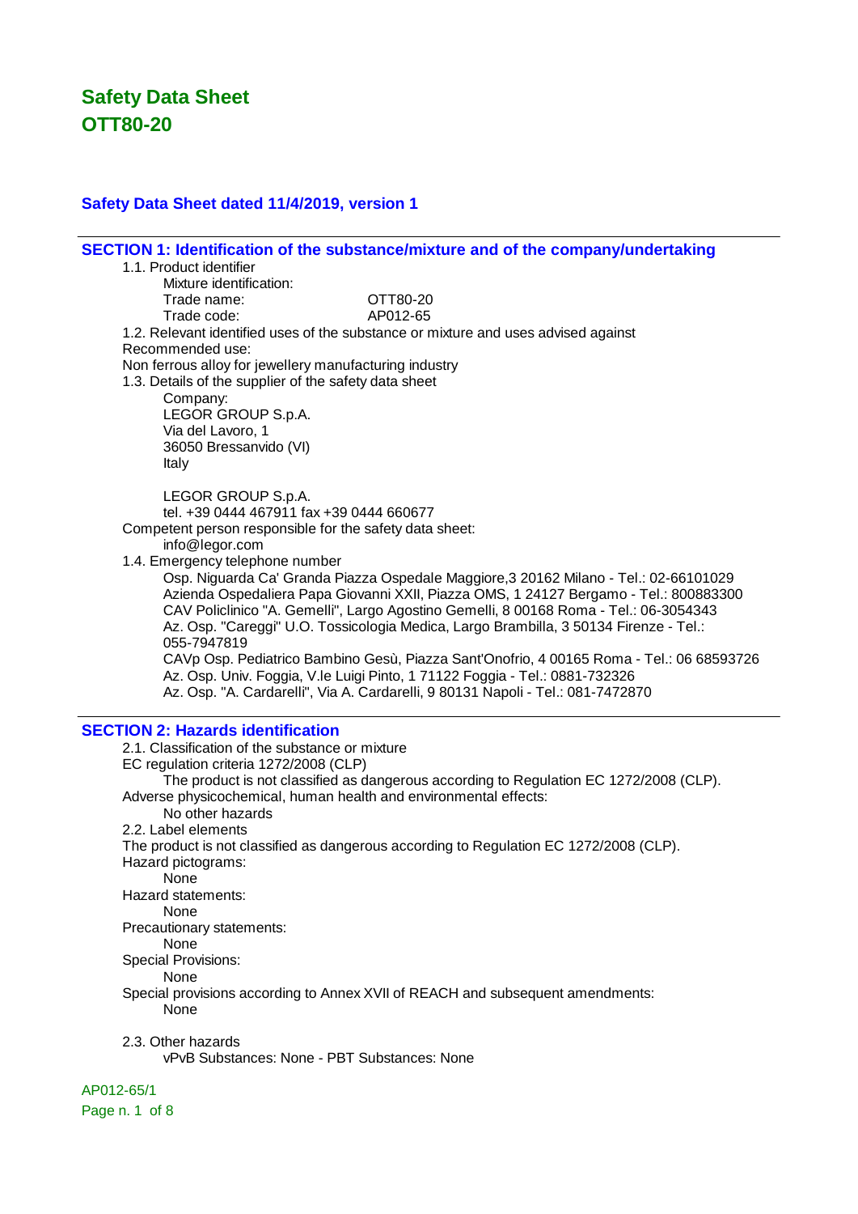# Safety Data Sheet
# OTT80-20

### Safety Data Sheet dated 11/4/2019, version 1

## SECTION 1: Identification of the substance/mixture and of the company/undertaking

1.1. Product identifier

Mixture identification:

Trade name: OTT80-20

Trade code: AP012-65

1.2. Relevant identified uses of the substance or mixture and uses advised against

Recommended use:

Non ferrous alloy for jewellery manufacturing industry

1.3. Details of the supplier of the safety data sheet

Company:
LEGOR GROUP S.p.A.
Via del Lavoro, 1
36050 Bressanvido (VI)
Italy

LEGOR GROUP S.p.A.
tel. +39 0444 467911 fax +39 0444 660677

Competent person responsible for the safety data sheet:
info@legor.com

1.4. Emergency telephone number

Osp. Niguarda Ca' Granda Piazza Ospedale Maggiore,3 20162 Milano - Tel.: 02-66101029
Azienda Ospedaliera Papa Giovanni XXII, Piazza OMS, 1 24127 Bergamo - Tel.: 800883300
CAV Policlinico "A. Gemelli", Largo Agostino Gemelli, 8 00168 Roma - Tel.: 06-3054343
Az. Osp. "Careggi" U.O. Tossicologia Medica, Largo Brambilla, 3 50134 Firenze - Tel.: 055-7947819
CAVp Osp. Pediatrico Bambino Gesù, Piazza Sant'Onofrio, 4 00165 Roma - Tel.: 06 68593726
Az. Osp. Univ. Foggia, V.le Luigi Pinto, 1 71122 Foggia - Tel.: 0881-732326
Az. Osp. "A. Cardarelli", Via A. Cardarelli, 9 80131 Napoli - Tel.: 081-7472870

## SECTION 2: Hazards identification

2.1. Classification of the substance or mixture

EC regulation criteria 1272/2008 (CLP)

The product is not classified as dangerous according to Regulation EC 1272/2008 (CLP).

Adverse physicochemical, human health and environmental effects:

No other hazards

2.2. Label elements

The product is not classified as dangerous according to Regulation EC 1272/2008 (CLP).

Hazard pictograms:

None

Hazard statements:

None

Precautionary statements:

None

Special Provisions:

None

Special provisions according to Annex XVII of REACH and subsequent amendments:

None

2.3. Other hazards

vPvB Substances: None - PBT Substances: None

AP012-65/1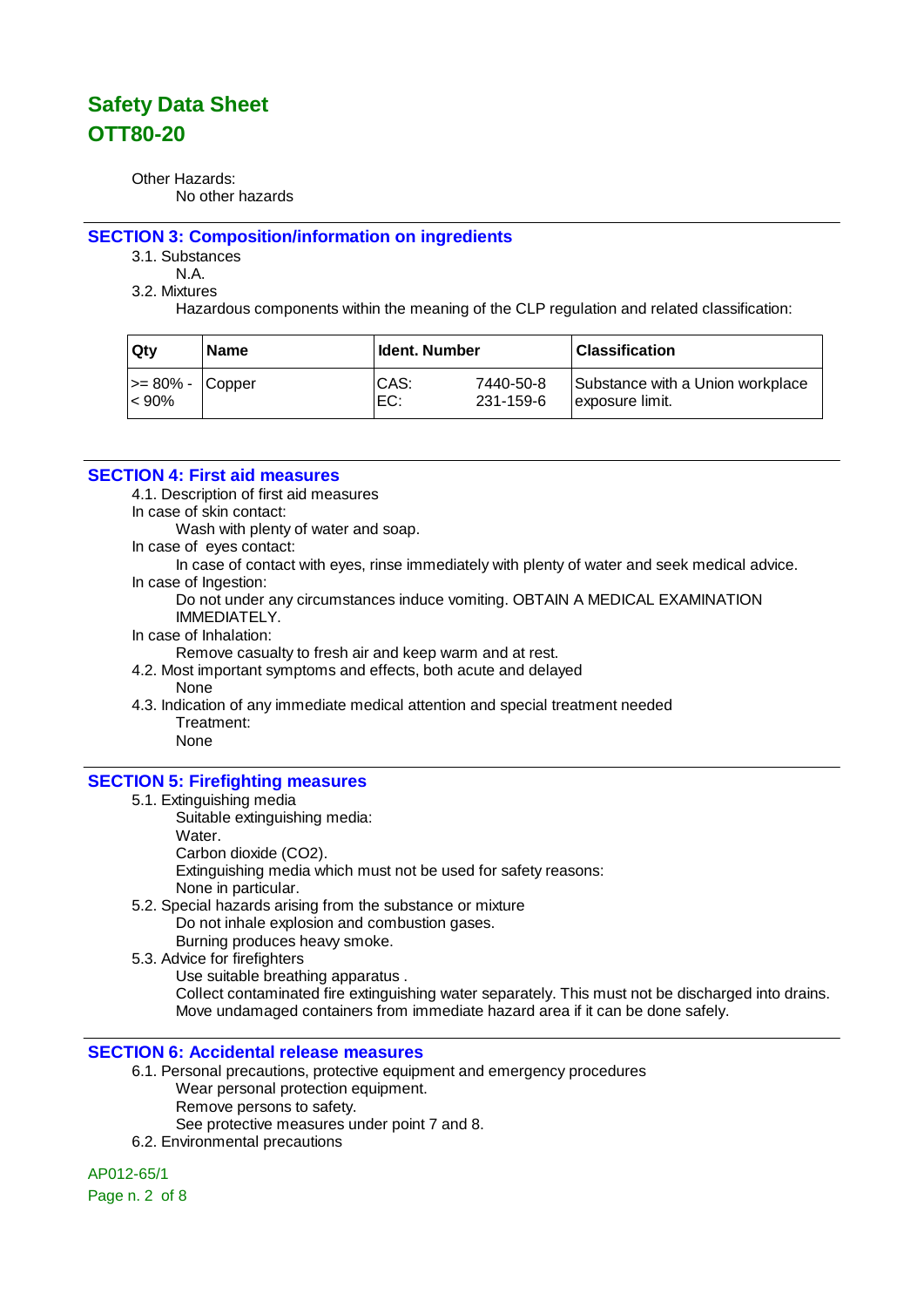Other Hazards:

No other hazards

## SECTION 3: Composition/information on ingredients

3.1. Substances

N.A.

3.2. Mixtures

Hazardous components within the meaning of the CLP regulation and related classification:

| Qty | Name | Ident. Number | | Classification |
|---|---|---|---|---|
| >= 80% - < 90% | Copper | CAS:<br>EC: | 7440-50-8<br>231-159-6 | Substance with a Union workplace exposure limit. |

## SECTION 4: First aid measures

4.1. Description of first aid measures

In case of skin contact:

Wash with plenty of water and soap.

In case of eyes contact:

In case of contact with eyes, rinse immediately with plenty of water and seek medical advice.

In case of Ingestion:

Do not under any circumstances induce vomiting. OBTAIN A MEDICAL EXAMINATION IMMEDIATELY.

In case of Inhalation:

Remove casualty to fresh air and keep warm and at rest.

4.2. Most important symptoms and effects, both acute and delayed

None

4.3. Indication of any immediate medical attention and special treatment needed

Treatment:

None

## SECTION 5: Firefighting measures

5.1. Extinguishing media

Suitable extinguishing media:

Water.

Carbon dioxide ($CO_2$).

Extinguishing media which must not be used for safety reasons:

None in particular.

5.2. Special hazards arising from the substance or mixture

Do not inhale explosion and combustion gases.

Burning produces heavy smoke.

5.3. Advice for firefighters

Use suitable breathing apparatus .

Collect contaminated fire extinguishing water separately. This must not be discharged into drains.

Move undamaged containers from immediate hazard area if it can be done safely.

## SECTION 6: Accidental release measures

6.1. Personal precautions, protective equipment and emergency procedures

Wear personal protection equipment.

Remove persons to safety.

See protective measures under point 7 and 8.

6.2. Environmental precautions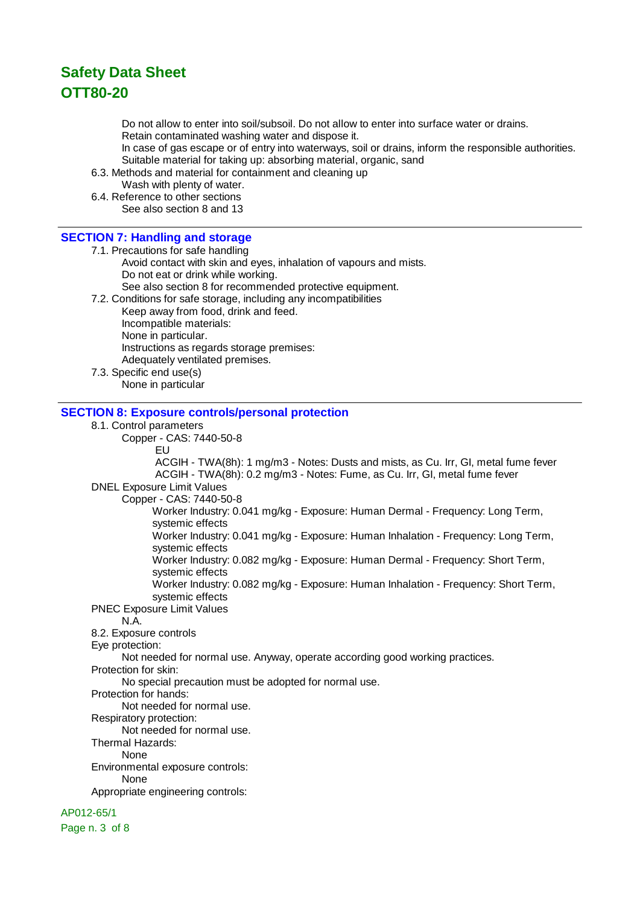Do not allow to enter into soil/subsoil. Do not allow to enter into surface water or drains.
Retain contaminated washing water and dispose it.
In case of gas escape or of entry into waterways, soil or drains, inform the responsible authorities.
Suitable material for taking up: absorbing material, organic, sand

6.3. Methods and material for containment and cleaning up

Wash with plenty of water.

6.4. Reference to other sections

See also section 8 and 13

## SECTION 7: Handling and storage

7.1. Precautions for safe handling

Avoid contact with skin and eyes, inhalation of vapours and mists.
Do not eat or drink while working.
See also section 8 for recommended protective equipment.

7.2. Conditions for safe storage, including any incompatibilities

Keep away from food, drink and feed.
Incompatible materials:
None in particular.
Instructions as regards storage premises:
Adequately ventilated premises.

7.3. Specific end use(s)

None in particular

## SECTION 8: Exposure controls/personal protection

8.1. Control parameters

Copper - CAS: 7440-50-8

EU
ACGIH - TWA(8h): 1 mg/m3 - Notes: Dusts and mists, as Cu. Irr, GI, metal fume fever
ACGIH - TWA(8h): 0.2 mg/m3 - Notes: Fume, as Cu. Irr, GI, metal fume fever

DNEL Exposure Limit Values

Copper - CAS: 7440-50-8

Worker Industry: 0.041 mg/kg - Exposure: Human Dermal - Frequency: Long Term, systemic effects
Worker Industry: 0.041 mg/kg - Exposure: Human Inhalation - Frequency: Long Term, systemic effects
Worker Industry: 0.082 mg/kg - Exposure: Human Dermal - Frequency: Short Term, systemic effects
Worker Industry: 0.082 mg/kg - Exposure: Human Inhalation - Frequency: Short Term, systemic effects

PNEC Exposure Limit Values

N.A.

8.2. Exposure controls

Eye protection:

Not needed for normal use. Anyway, operate according good working practices.

Protection for skin:

No special precaution must be adopted for normal use.

Protection for hands:

Not needed for normal use.

Respiratory protection:

Not needed for normal use.

Thermal Hazards:

None

Environmental exposure controls:

None

Appropriate engineering controls: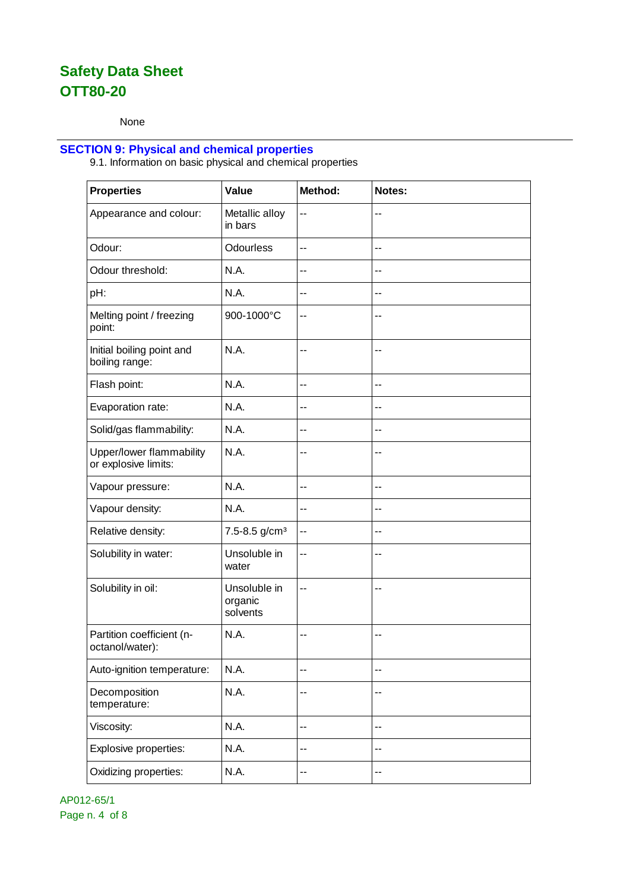None

## SECTION 9: Physical and chemical properties

9.1. Information on basic physical and chemical properties

| Properties | Value | Method: | Notes: |
| --- | --- | --- | --- |
| Appearance and colour: | Metallic alloy in bars | -- | -- |
| Odour: | Odourless | -- | -- |
| Odour threshold: | N.A. | -- | -- |
| pH: | N.A. | -- | -- |
| Melting point / freezing point: | 900-1000°C | -- | -- |
| Initial boiling point and boiling range: | N.A. | -- | -- |
| Flash point: | N.A. | -- | -- |
| Evaporation rate: | N.A. | -- | -- |
| Solid/gas flammability: | N.A. | -- | -- |
| Upper/lower flammability or explosive limits: | N.A. | -- | -- |
| Vapour pressure: | N.A. | -- | -- |
| Vapour density: | N.A. | -- | -- |
| Relative density: | 7.5-8.5 $g/cm^3$ | -- | -- |
| Solubility in water: | Unsoluble in water | -- | -- |
| Solubility in oil: | Unsoluble in organic solvents | -- | -- |
| Partition coefficient (n-octanol/water): | N.A. | -- | -- |
| Auto-ignition temperature: | N.A. | -- | -- |
| Decomposition temperature: | N.A. | -- | -- |
| Viscosity: | N.A. | -- | -- |
| Explosive properties: | N.A. | -- | -- |
| Oxidizing properties: | N.A. | -- | -- |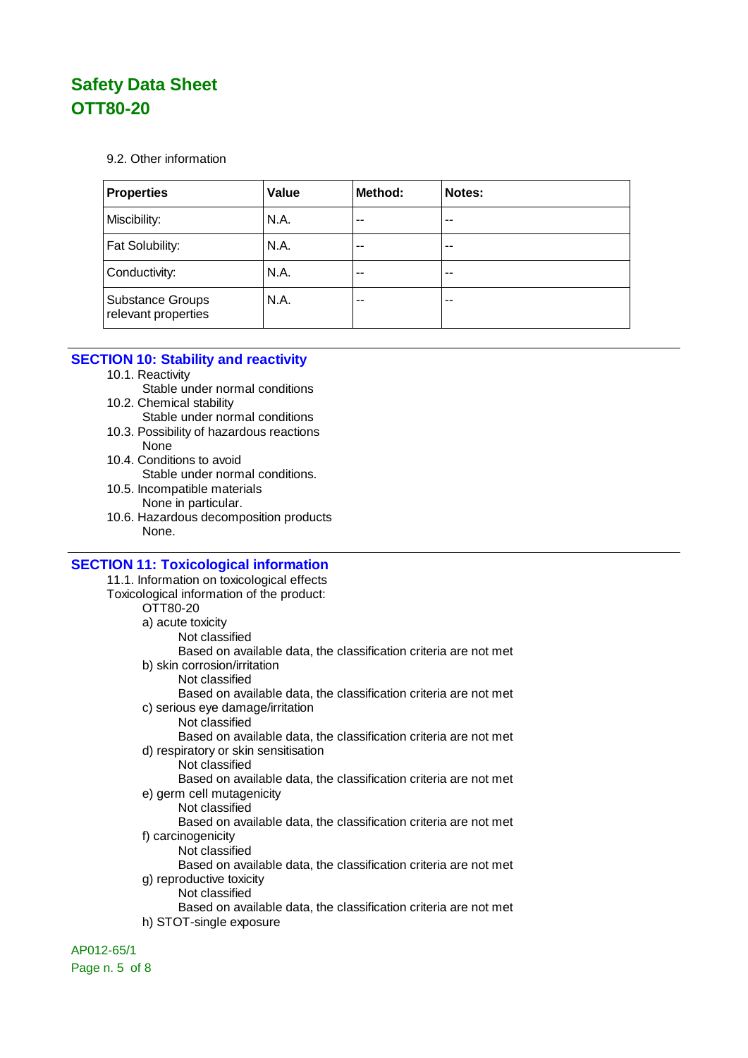9.2. Other information

| Properties | Value | Method: | Notes: |
|---|---|---|---|
| Miscibility: | N.A. | -- | -- |
| Fat Solubility: | N.A. | -- | -- |
| Conductivity: | N.A. | -- | -- |
| Substance Groups relevant properties | N.A. | -- | -- |

## SECTION 10: Stability and reactivity

10.1. Reactivity
Stable under normal conditions

10.2. Chemical stability
Stable under normal conditions

10.3. Possibility of hazardous reactions
None

10.4. Conditions to avoid
Stable under normal conditions.

10.5. Incompatible materials
None in particular.

10.6. Hazardous decomposition products
None.

## SECTION 11: Toxicological information

11.1. Information on toxicological effects

Toxicological information of the product:

OTT80-20

a) acute toxicity
Not classified
Based on available data, the classification criteria are not met

b) skin corrosion/irritation
Not classified
Based on available data, the classification criteria are not met

c) serious eye damage/irritation
Not classified
Based on available data, the classification criteria are not met

d) respiratory or skin sensitisation
Not classified
Based on available data, the classification criteria are not met

e) germ cell mutagenicity
Not classified
Based on available data, the classification criteria are not met

f) carcinogenicity
Not classified
Based on available data, the classification criteria are not met

g) reproductive toxicity
Not classified
Based on available data, the classification criteria are not met

h) STOT-single exposure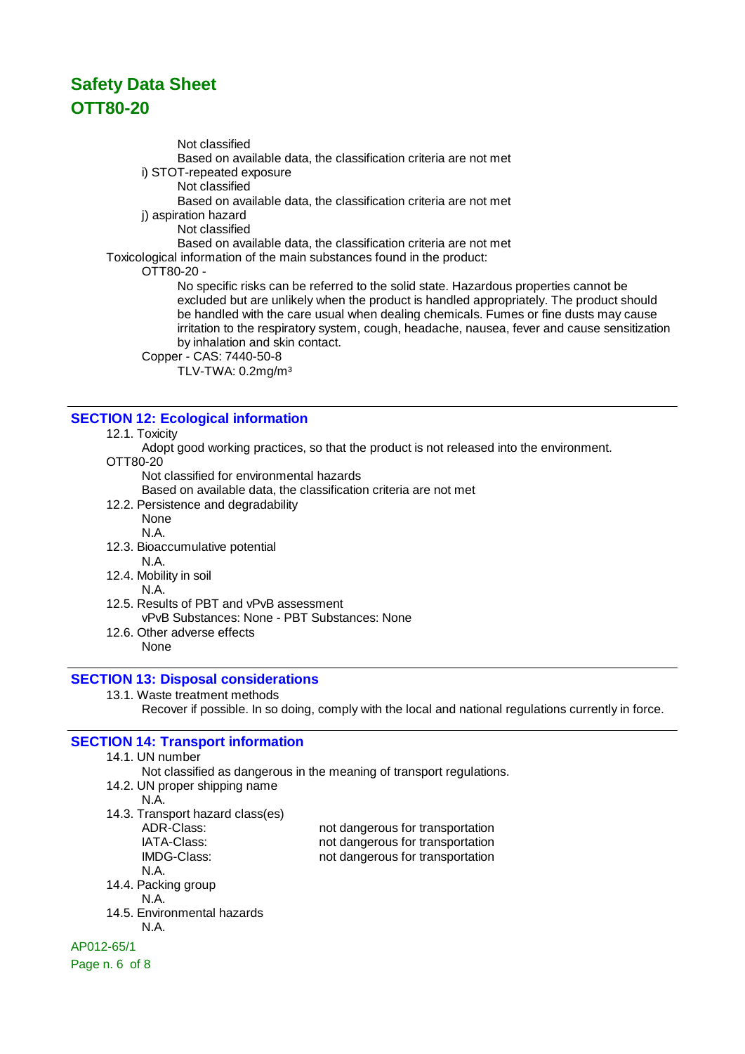Not classified

Based on available data, the classification criteria are not met

i) STOT-repeated exposure

Not classified

Based on available data, the classification criteria are not met

j) aspiration hazard

Not classified

Based on available data, the classification criteria are not met

Toxicological information of the main substances found in the product:

OTT80-20 -

No specific risks can be referred to the solid state. Hazardous properties cannot be excluded but are unlikely when the product is handled appropriately. The product should be handled with the care usual when dealing chemicals. Fumes or fine dusts may cause irritation to the respiratory system, cough, headache, nausea, fever and cause sensitization by inhalation and skin contact.

Copper - CAS: 7440-50-8

TLV-TWA: 0.2mg/m³

## SECTION 12: Ecological information

12.1. Toxicity

Adopt good working practices, so that the product is not released into the environment.

OTT80-20

Not classified for environmental hazards

Based on available data, the classification criteria are not met

12.2. Persistence and degradability

None

N.A.

12.3. Bioaccumulative potential

N.A.

12.4. Mobility in soil

N.A.

12.5. Results of PBT and vPvB assessment

vPvB Substances: None - PBT Substances: None

12.6. Other adverse effects

None

## SECTION 13: Disposal considerations

13.1. Waste treatment methods

Recover if possible. In so doing, comply with the local and national regulations currently in force.

## SECTION 14: Transport information

14.1. UN number

Not classified as dangerous in the meaning of transport regulations.

14.2. UN proper shipping name

N.A.

14.3. Transport hazard class(es)

| | |
|---|---|
| ADR-Class: | not dangerous for transportation |
| IATA-Class: | not dangerous for transportation |
| IMDG-Class: | not dangerous for transportation |

N.A.

14.4. Packing group

N.A.

14.5. Environmental hazards

N.A.

AP012-65/1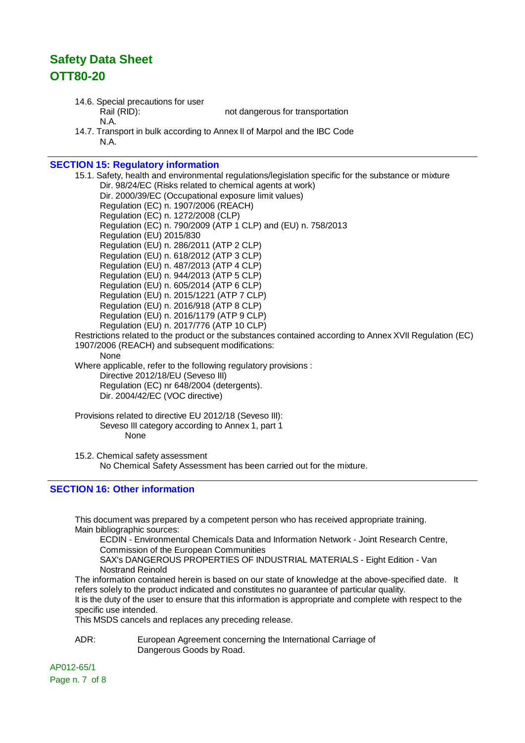14.6. Special precautions for user

Rail (RID): not dangerous for transportation

N.A.

14.7. Transport in bulk according to Annex II of Marpol and the IBC Code

N.A.

## SECTION 15: Regulatory information

15.1. Safety, health and environmental regulations/legislation specific for the substance or mixture

- Dir. 98/24/EC (Risks related to chemical agents at work)
- Dir. 2000/39/EC (Occupational exposure limit values)
- Regulation (EC) n. 1907/2006 (REACH)
- Regulation (EC) n. 1272/2008 (CLP)
- Regulation (EC) n. 790/2009 (ATP 1 CLP) and (EU) n. 758/2013
- Regulation (EU) 2015/830
- Regulation (EU) n. 286/2011 (ATP 2 CLP)
- Regulation (EU) n. 618/2012 (ATP 3 CLP)
- Regulation (EU) n. 487/2013 (ATP 4 CLP)
- Regulation (EU) n. 944/2013 (ATP 5 CLP)
- Regulation (EU) n. 605/2014 (ATP 6 CLP)
- Regulation (EU) n. 2015/1221 (ATP 7 CLP)
- Regulation (EU) n. 2016/918 (ATP 8 CLP)
- Regulation (EU) n. 2016/1179 (ATP 9 CLP)
- Regulation (EU) n. 2017/776 (ATP 10 CLP)

Restrictions related to the product or the substances contained according to Annex XVII Regulation (EC) 1907/2006 (REACH) and subsequent modifications:

None

Where applicable, refer to the following regulatory provisions :

- Directive 2012/18/EU (Seveso III)
- Regulation (EC) nr 648/2004 (detergents).
- Dir. 2004/42/EC (VOC directive)

Provisions related to directive EU 2012/18 (Seveso III):

Seveso III category according to Annex 1, part 1

None

15.2. Chemical safety assessment

No Chemical Safety Assessment has been carried out for the mixture.

## SECTION 16: Other information

This document was prepared by a competent person who has received appropriate training.

Main bibliographic sources:

ECDIN - Environmental Chemicals Data and Information Network - Joint Research Centre, Commission of the European Communities

SAX's DANGEROUS PROPERTIES OF INDUSTRIAL MATERIALS - Eight Edition - Van Nostrand Reinold

The information contained herein is based on our state of knowledge at the above-specified date. It refers solely to the product indicated and constitutes no guarantee of particular quality.

It is the duty of the user to ensure that this information is appropriate and complete with respect to the specific use intended.

This MSDS cancels and replaces any preceding release.

ADR: European Agreement concerning the International Carriage of Dangerous Goods by Road.

AP012-65/1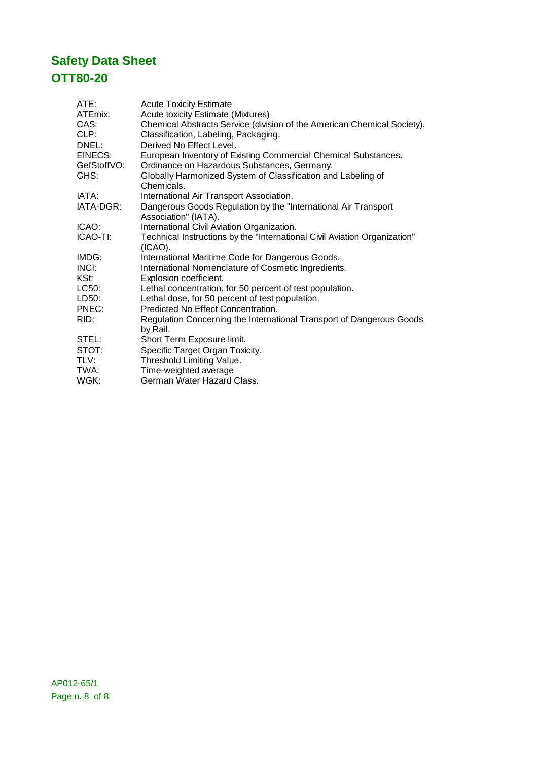# Safety Data Sheet
## OTT80-20

| | |
|---|---|
| ATE: | Acute Toxicity Estimate |
| ATEmix: | Acute toxicity Estimate (Mixtures) |
| CAS: | Chemical Abstracts Service (division of the American Chemical Society). |
| CLP: | Classification, Labeling, Packaging. |
| DNEL: | Derived No Effect Level. |
| EINECS: | European Inventory of Existing Commercial Chemical Substances. |
| GefStoffVO: | Ordinance on Hazardous Substances, Germany. |
| GHS: | Globally Harmonized System of Classification and Labeling of Chemicals. |
| IATA: | International Air Transport Association. |
| IATA-DGR: | Dangerous Goods Regulation by the "International Air Transport Association" (IATA). |
| ICAO: | International Civil Aviation Organization. |
| ICAO-TI: | Technical Instructions by the "International Civil Aviation Organization" (ICAO). |
| IMDG: | International Maritime Code for Dangerous Goods. |
| INCI: | International Nomenclature of Cosmetic Ingredients. |
| KSt: | Explosion coefficient. |
| LC50: | Lethal concentration, for 50 percent of test population. |
| LD50: | Lethal dose, for 50 percent of test population. |
| PNEC: | Predicted No Effect Concentration. |
| RID: | Regulation Concerning the International Transport of Dangerous Goods by Rail. |
| STEL: | Short Term Exposure limit. |
| STOT: | Specific Target Organ Toxicity. |
| TLV: | Threshold Limiting Value. |
| TWA: | Time-weighted average |
| WGK: | German Water Hazard Class. |

AP012-65/1